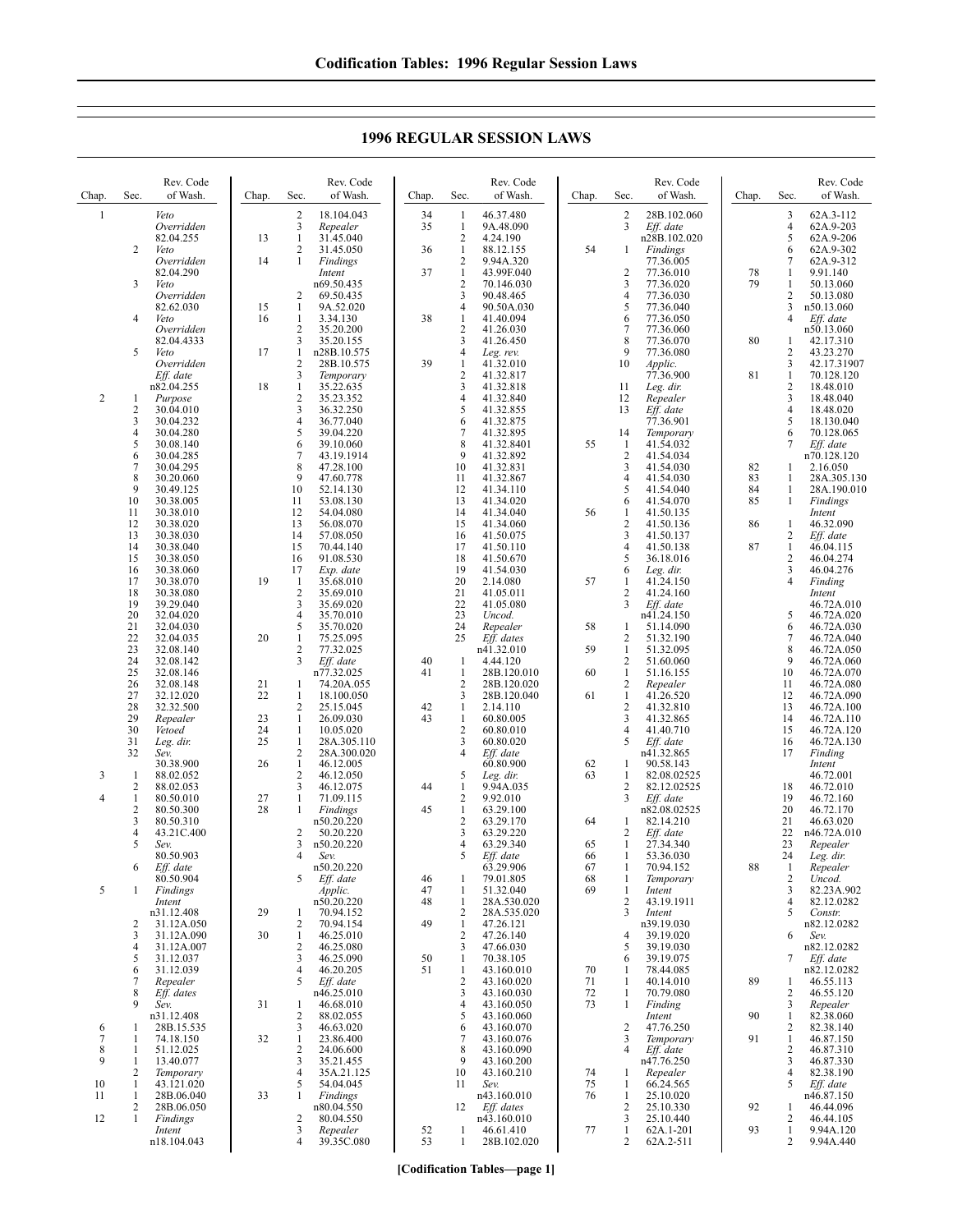# 1996 REGULAR SESSION LAWS

| Chap. | Sec. | Rev. Code of Wash. |
|---|---|---|
| 1 | | *Veto Overridden* 82.04.255 |
| | 2 | *Veto Overridden* 82.04.290 |
| | 3 | *Veto Overridden* 82.62.030 |
| | 4 | *Veto Overridden* 82.04.4333 |
| | 5 | *Veto Overridden* *Eff. date* n82.04.255 |
| 2 | 1 | *Purpose* |
| | 2 | 30.04.010 |
| | 3 | 30.04.232 |
| | 4 | 30.04.280 |
| | 5 | 30.08.140 |
| | 6 | 30.04.285 |
| | 7 | 30.04.295 |
| | 8 | 30.20.060 |
| | 9 | 30.49.125 |
| | 10 | 30.38.005 |
| | 11 | 30.38.010 |
| | 12 | 30.38.020 |
| | 13 | 30.38.030 |
| | 14 | 30.38.040 |
| | 15 | 30.38.050 |
| | 16 | 30.38.060 |
| | 17 | 30.38.070 |
| | 18 | 30.38.080 |
| | 19 | 39.29.040 |
| | 20 | 32.04.020 |
| | 21 | 32.04.030 |
| | 22 | 32.04.035 |
| | 23 | 32.08.140 |
| | 24 | 32.08.142 |
| | 25 | 32.08.146 |
| | 26 | 32.08.148 |
| | 27 | 32.12.020 |
| | 28 | 32.32.500 |
| | 29 | *Repealer* |
| | 30 | *Vetoed* |
| | 31 | *Leg. dir.* |
| | 32 | *Sev.* 30.38.900 |
| 3 | 1 | 88.02.052 |
| | 2 | 88.02.053 |
| 4 | 1 | 80.50.010 |
| | 2 | 80.50.300 |
| | 3 | 80.50.310 |
| | 4 | 43.21C.400 |
| | 5 | *Sev.* 80.50.903 |
| | 6 | *Eff. date* 80.50.904 |
| 5 | 1 | *Findings Intent* n31.12.408 |
| | 2 | 31.12A.050 |
| | 3 | 31.12A.090 |
| | 4 | 31.12A.007 |
| | 5 | 31.12.037 |
| | 6 | 31.12.039 |
| | 7 | *Repealer* |
| | 8 | *Eff. dates* |
| | 9 | *Sev.* n31.12.408 |
| 6 | 1 | 28B.15.535 |
| 7 | 1 | 74.18.150 |
| 8 | 1 | 51.12.025 |
| 9 | 1 | 13.40.077 |
| | 2 | *Temporary* |
| 10 | 1 | 43.121.020 |
| 11 | 1 | 28B.06.040 |
| | 2 | 28B.06.050 |
| 12 | 1 | *Findings Intent* n18.104.043 |
| | 2 | 18.104.043 |
| | 3 | *Repealer* |
| 13 | 1 | 31.45.040 |
| | 2 | 31.45.050 |
| 14 | 1 | *Findings Intent* n69.50.435 |
| | 2 | 69.50.435 |
| 15 | 1 | 9A.52.020 |
| 16 | 1 | 3.34.130 |
| | 2 | 35.20.200 |
| | 3 | 35.20.155 |
| 17 | 1 | n28B.10.575 |
| | 2 | 28B.10.575 |
| | 3 | *Temporary* |
| 18 | 1 | 35.22.635 |
| | 2 | 35.23.352 |
| | 3 | 36.32.250 |
| | 4 | 36.77.040 |
| | 5 | 39.04.220 |
| | 6 | 39.10.060 |
| | 7 | 43.19.1914 |
| | 8 | 47.28.100 |
| | 9 | 47.60.778 |
| | 10 | 52.14.130 |
| | 11 | 53.08.130 |
| | 12 | 54.04.080 |
| | 13 | 56.08.070 |
| | 14 | 57.08.050 |
| | 15 | 70.44.140 |
| | 16 | 91.08.530 |
| | 17 | *Exp. date* |
| 19 | 1 | 35.68.010 |
| | 2 | 35.69.010 |
| | 3 | 35.69.020 |
| | 4 | 35.70.010 |
| | 5 | 35.70.020 |
| 20 | 1 | 75.25.095 |
| | 2 | 77.32.025 |
| | 3 | *Eff. date* n77.32.025 |
| 21 | 1 | 74.20A.055 |
| 22 | 1 | 18.100.050 |
| | 2 | 25.15.045 |
| 23 | 1 | 26.09.030 |
| 24 | 1 | 10.05.020 |
| 25 | 1 | 28A.305.110 |
| | 2 | 28A.300.020 |
| 26 | 1 | 46.12.005 |
| | 2 | 46.12.050 |
| | 3 | 46.12.075 |
| 27 | 1 | 71.09.115 |
| 28 | 1 | *Findings* n50.20.220 |
| | 2 | 50.20.220 |
| | 3 | n50.20.220 |
| | 4 | *Sev.* n50.20.220 |
| | 5 | *Eff. date Applic.* n50.20.220 |
| 29 | 1 | 70.94.152 |
| | 2 | 70.94.154 |
| 30 | 1 | 46.25.010 |
| | 2 | 46.25.080 |
| | 3 | 46.25.090 |
| | 4 | 46.20.205 |
| | 5 | *Eff. date* n46.25.010 |
| 31 | 1 | 46.68.010 |
| | 2 | 88.02.055 |
| | 3 | 46.63.020 |
| 32 | 1 | 23.86.400 |
| | 2 | 24.06.600 |
| | 3 | 35.21.455 |
| | 4 | 35A.21.125 |
| | 5 | 54.04.045 |
| 33 | 1 | *Findings* n80.04.550 |
| | 2 | 80.04.550 |
| | 3 | *Repealer* |
| | 4 | 39.35C.080 |
| 34 | 1 | 46.37.480 |
| 35 | 1 | 9A.48.090 |
| | 2 | 4.24.190 |
| 36 | 1 | 88.12.155 |
| | 2 | 9.94A.320 |
| 37 | 1 | 43.99F.040 |
| | 2 | 70.146.030 |
| | 3 | 90.48.465 |
| | 4 | 90.50A.030 |
| 38 | 1 | 41.40.094 |
| | 2 | 41.26.030 |
| | 3 | 41.26.450 |
| | 4 | *Leg. rev.* |
| 39 | 1 | 41.32.010 |
| | 2 | 41.32.817 |
| | 3 | 41.32.818 |
| | 4 | 41.32.840 |
| | 5 | 41.32.855 |
| | 6 | 41.32.875 |
| | 7 | 41.32.895 |
| | 8 | 41.32.8401 |
| | 9 | 41.32.892 |
| | 10 | 41.32.831 |
| | 11 | 41.32.867 |
| | 12 | 41.34.110 |
| | 13 | 41.34.020 |
| | 14 | 41.34.040 |
| | 15 | 41.34.060 |
| | 16 | 41.50.075 |
| | 17 | 41.50.110 |
| | 18 | 41.50.670 |
| | 19 | 41.54.030 |
| | 20 | 2.14.080 |
| | 21 | 41.05.011 |
| | 22 | 41.05.080 |
| | 23 | *Uncod.* |
| | 24 | *Repealer* |
| | 25 | *Eff. dates* n41.32.010 |
| 40 | 1 | 4.44.120 |
| 41 | 1 | 28B.120.010 |
| | 2 | 28B.120.020 |
| | 3 | 28B.120.040 |
| 42 | 1 | 2.14.110 |
| 43 | 1 | 60.80.005 |
| | 2 | 60.80.010 |
| | 3 | 60.80.020 |
| | 4 | *Eff. date* 60.80.900 |
| | 5 | *Leg. dir.* |
| 44 | 1 | 9.94A.035 |
| | 2 | 9.92.010 |
| 45 | 1 | 63.29.100 |
| | 2 | 63.29.170 |
| | 3 | 63.29.220 |
| | 4 | 63.29.340 |
| | 5 | *Eff. date* 63.29.906 |
| 46 | 1 | 79.01.805 |
| 47 | 1 | 51.32.040 |
| 48 | 1 | 28A.530.020 |
| | 2 | 28A.535.020 |
| 49 | 1 | 47.26.121 |
| | 2 | 47.26.140 |
| | 3 | 47.66.030 |
| 50 | 1 | 70.38.105 |
| 51 | 1 | 43.160.010 |
| | 2 | 43.160.020 |
| | 3 | 43.160.030 |
| | 4 | 43.160.050 |
| | 5 | 43.160.060 |
| | 6 | 43.160.070 |
| | 7 | 43.160.076 |
| | 8 | 43.160.090 |
| | 9 | 43.160.200 |
| | 10 | 43.160.210 |
| | 11 | *Sev.* n43.160.010 |
| | 12 | *Eff. dates* n43.160.010 |
| 52 | 1 | 46.61.410 |
| 53 | 1 | 28B.102.020 |
| | 2 | 28B.102.060 |
| | 3 | *Eff. date* n28B.102.020 |
| 54 | 1 | *Findings* 77.36.005 |
| | 2 | 77.36.010 |
| | 3 | 77.36.020 |
| | 4 | 77.36.030 |
| | 5 | 77.36.040 |
| | 6 | 77.36.050 |
| | 7 | 77.36.060 |
| | 8 | 77.36.070 |
| | 9 | 77.36.080 |
| | 10 | *Applic.* 77.36.900 |
| | 11 | *Leg. dir.* |
| | 12 | *Repealer* |
| | 13 | *Eff. date* 77.36.901 |
| | 14 | *Temporary* |
| 55 | 1 | 41.54.032 |
| | 2 | 41.54.034 |
| | 3 | 41.54.030 |
| | 4 | 41.54.030 |
| | 5 | 41.54.040 |
| | 6 | 41.54.070 |
| 56 | 1 | 41.50.135 |
| | 2 | 41.50.136 |
| | 3 | 41.50.137 |
| | 4 | 41.50.138 |
| | 5 | 36.18.016 |
| | 6 | *Leg. dir.* |
| 57 | 1 | 41.24.150 |
| | 2 | 41.24.160 |
| | 3 | *Eff. date* n41.24.150 |
| 58 | 1 | 51.14.090 |
| | 2 | 51.32.190 |
| 59 | 1 | 51.32.095 |
| | 2 | 51.60.060 |
| 60 | 1 | 51.16.155 |
| | 2 | *Repealer* |
| 61 | 1 | 41.26.520 |
| | 2 | 41.32.810 |
| | 3 | 41.32.865 |
| | 4 | 41.40.710 |
| | 5 | *Eff. date* n41.32.865 |
| 62 | 1 | 90.58.143 |
| 63 | 1 | 82.08.02525 |
| | 2 | 82.12.02525 |
| | 3 | *Eff. date* n82.08.02525 |
| 64 | 1 | 82.14.210 |
| | 2 | *Eff. date* |
| 65 | 1 | 27.34.340 |
| 66 | 1 | 53.36.030 |
| 67 | 1 | 70.94.152 |
| 68 | 1 | *Temporary* |
| 69 | 1 | *Intent* |
| | 2 | 43.19.1911 |
| | 3 | *Intent* n39.19.030 |
| | 4 | 39.19.020 |
| | 5 | 39.19.030 |
| | 6 | 39.19.075 |
| 70 | 1 | 78.44.085 |
| 71 | 1 | 40.14.010 |
| 72 | 1 | 70.79.080 |
| 73 | 1 | *Finding Intent* |
| | 2 | 47.76.250 |
| | 3 | *Temporary* |
| | 4 | *Eff. date* n47.76.250 |
| 74 | 1 | *Repealer* |
| 75 | 1 | 66.24.565 |
| 76 | 1 | 25.10.020 |
| | 2 | 25.10.330 |
| | 3 | 25.10.440 |
| 77 | 1 | 62A.1-201 |
| | 2 | 62A.2-511 |
| | 3 | 62A.3-112 |
| | 4 | 62A.9-203 |
| | 5 | 62A.9-206 |
| | 6 | 62A.9-302 |
| | 7 | 62A.9-312 |
| 78 | 1 | 9.91.140 |
| 79 | 1 | 50.13.060 |
| | 2 | 50.13.080 |
| | 3 | n50.13.060 |
| | 4 | *Eff. date* n50.13.060 |
| 80 | 1 | 42.17.310 |
| | 2 | 43.23.270 |
| | 3 | 42.17.31907 |
| 81 | 1 | 70.128.120 |
| | 2 | 18.48.010 |
| | 3 | 18.48.040 |
| | 4 | 18.48.020 |
| | 5 | 18.130.040 |
| | 6 | 70.128.065 |
| | 7 | *Eff. date* n70.128.120 |
| 82 | 1 | 2.16.050 |
| 83 | 1 | 28A.305.130 |
| 84 | 1 | 28A.190.010 |
| 85 | 1 | *Findings Intent* |
| 86 | 1 | 46.32.090 |
| | 2 | *Eff. date* |
| 87 | 1 | 46.04.115 |
| | 2 | 46.04.274 |
| | 3 | 46.04.276 |
| | 4 | *Finding Intent* 46.72A.010 |
| | 5 | 46.72A.020 |
| | 6 | 46.72A.030 |
| | 7 | 46.72A.040 |
| | 8 | 46.72A.050 |
| | 9 | 46.72A.060 |
| | 10 | 46.72A.070 |
| | 11 | 46.72A.080 |
| | 12 | 46.72A.090 |
| | 13 | 46.72A.100 |
| | 14 | 46.72A.110 |
| | 15 | 46.72A.120 |
| | 16 | 46.72A.130 |
| | 17 | *Finding Intent* 46.72.001 |
| | 18 | 46.72.010 |
| | 19 | 46.72.160 |
| | 20 | 46.72.170 |
| | 21 | 46.63.020 |
| | 22 | n46.72A.010 |
| | 23 | *Repealer* |
| | 24 | *Leg. dir.* |
| 88 | 1 | *Repealer* |
| | 2 | *Uncod.* |
| | 3 | 82.23A.902 |
| | 4 | 82.12.0282 |
| | 5 | *Constr.* n82.12.0282 |
| | 6 | *Sev.* n82.12.0282 |
| | 7 | *Eff. date* n82.12.0282 |
| 89 | 1 | 46.55.113 |
| | 2 | 46.55.120 |
| | 3 | *Repealer* |
| 90 | 1 | 82.38.060 |
| | 2 | 82.38.140 |
| 91 | 1 | 46.87.150 |
| | 2 | 46.87.310 |
| | 3 | 46.87.330 |
| | 4 | 82.38.190 |
| | 5 | *Eff. date* n46.87.150 |
| 92 | 1 | 46.44.096 |
| | 2 | 46.44.105 |
| 93 | 1 | 9.94A.120 |
| | 2 | 9.94A.440 |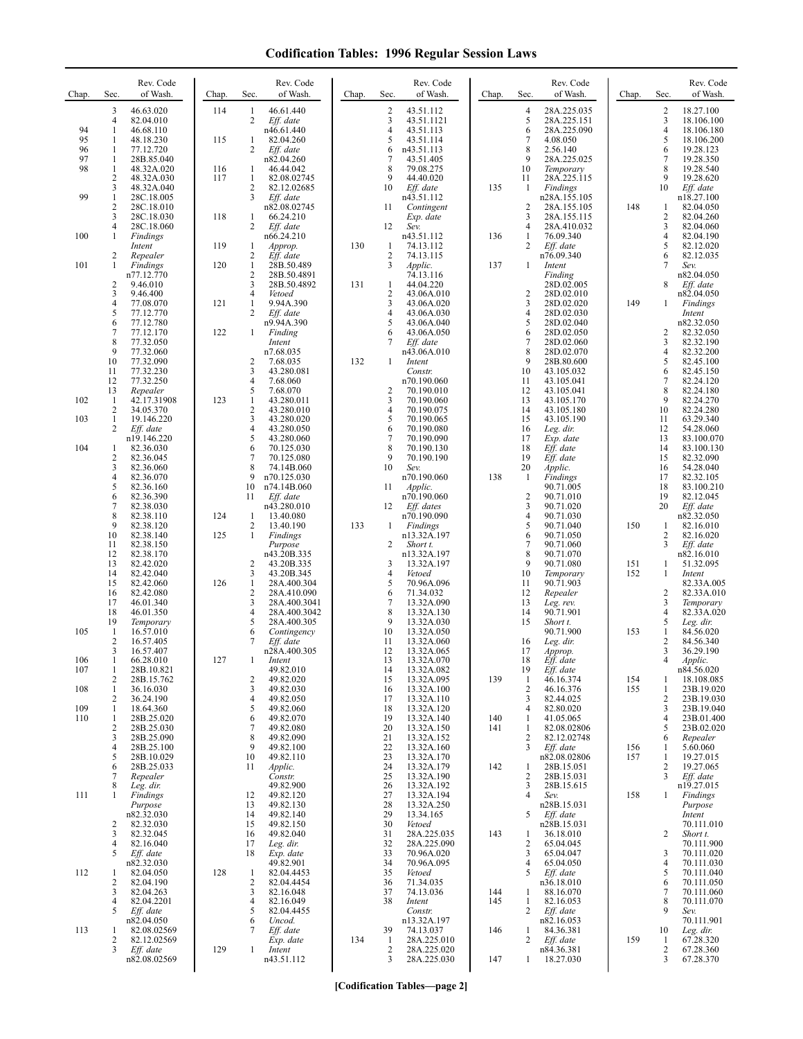# Codification Tables: 1996 Regular Session Laws

| Chap. | Sec. | Rev. Code of Wash. |
|---|---|---|
| | 3 | 46.63.020 |
| | 4 | 82.04.010 |
| 94 | 1 | 46.68.110 |
| 95 | 1 | 48.18.230 |
| 96 | 1 | 77.12.720 |
| 97 | 1 | 28B.85.040 |
| 98 | 1 | 48.32A.020 |
| | 2 | 48.32A.030 |
| | 3 | 48.32A.040 |
| 99 | 1 | 28C.18.005 |
| | 2 | 28C.18.010 |
| | 3 | 28C.18.030 |
| | 4 | 28C.18.060 |
| 100 | 1 | *Findings Intent* |
| | 2 | *Repealer* |
| 101 | 1 | *Findings* n77.12.770 |
| | 2 | 9.46.010 |
| | 3 | 9.46.400 |
| | 4 | 77.08.070 |
| | 5 | 77.12.770 |
| | 6 | 77.12.780 |
| | 7 | 77.12.170 |
| | 8 | 77.32.050 |
| | 9 | 77.32.060 |
| | 10 | 77.32.090 |
| | 11 | 77.32.230 |
| | 12 | 77.32.250 |
| | 13 | *Repealer* |
| 102 | 1 | 42.17.31908 |
| | 2 | 34.05.370 |
| 103 | 1 | 19.146.220 |
| | 2 | *Eff. date* n19.146.220 |
| 104 | 1 | 82.36.030 |
| | 2 | 82.36.045 |
| | 3 | 82.36.060 |
| | 4 | 82.36.070 |
| | 5 | 82.36.160 |
| | 6 | 82.36.390 |
| | 7 | 82.38.030 |
| | 8 | 82.38.110 |
| | 9 | 82.38.120 |
| | 10 | 82.38.140 |
| | 11 | 82.38.150 |
| | 12 | 82.38.170 |
| | 13 | 82.42.020 |
| | 14 | 82.42.040 |
| | 15 | 82.42.060 |
| | 16 | 82.42.080 |
| | 17 | 46.01.340 |
| | 18 | 46.01.350 |
| | 19 | *Temporary* |
| 105 | 1 | 16.57.010 |
| | 2 | 16.57.405 |
| | 3 | 16.57.407 |
| 106 | 1 | 66.28.010 |
| 107 | 1 | 28B.10.821 |
| | 2 | 28B.15.762 |
| 108 | 1 | 36.16.030 |
| | 2 | 36.24.190 |
| 109 | 1 | 18.64.360 |
| 110 | 1 | 28B.25.020 |
| | 2 | 28B.25.030 |
| | 3 | 28B.25.090 |
| | 4 | 28B.25.100 |
| | 5 | 28B.10.029 |
| | 6 | 28B.25.033 |
| | 7 | *Repealer* |
| | 8 | *Leg. dir.* |
| 111 | 1 | *Findings Purpose* n82.32.030 |
| | 2 | 82.32.030 |
| | 3 | 82.32.045 |
| | 4 | 82.16.040 |
| | 5 | *Eff. date* n82.32.030 |
| 112 | 1 | 82.04.050 |
| | 2 | 82.04.190 |
| | 3 | 82.04.263 |
| | 4 | 82.04.2201 |
| | 5 | *Eff. date* n82.04.050 |
| 113 | 1 | 82.08.02569 |
| | 2 | 82.12.02569 |
| | 3 | *Eff. date* n82.08.02569 |
| 114 | 1 | 46.61.440 |
| | 2 | *Eff. date* n46.61.440 |
| 115 | 1 | 82.04.260 |
| | 2 | *Eff. date* n82.04.260 |
| 116 | 1 | 46.44.042 |
| 117 | 1 | 82.08.02745 |
| | 2 | 82.12.02685 |
| | 3 | *Eff. date* n82.08.02745 |
| 118 | 1 | 66.24.210 |
| | 2 | *Eff. date* n66.24.210 |
| 119 | 1 | *Approp.* |
| | 2 | *Eff. date* |
| 120 | 1 | 28B.50.489 |
| | 2 | 28B.50.4891 |
| | 3 | 28B.50.4892 |
| | 4 | *Vetoed* |
| 121 | 1 | 9.94A.390 |
| | 2 | *Eff. date* n9.94A.390 |
| 122 | 1 | *Finding Intent* n7.68.035 |
| | 2 | 7.68.035 |
| | 3 | 43.280.081 |
| | 4 | 7.68.060 |
| | 5 | 7.68.070 |
| 123 | 1 | 43.280.011 |
| | 2 | 43.280.010 |
| | 3 | 43.280.020 |
| | 4 | 43.280.050 |
| | 5 | 43.280.060 |
| | 6 | 70.125.030 |
| | 7 | 70.125.080 |
| | 8 | 74.14B.060 |
| | 9 | n70.125.030 |
| | 10 | n74.14B.060 |
| | 11 | *Eff. date* n43.280.010 |
| 124 | 1 | 13.40.080 |
| | 2 | 13.40.190 |
| 125 | 1 | *Findings Purpose* n43.20B.335 |
| | 2 | 43.20B.335 |
| | 3 | 43.20B.345 |
| 126 | 1 | 28A.400.304 |
| | 2 | 28A.410.090 |
| | 3 | 28A.400.3041 |
| | 4 | 28A.400.3042 |
| | 5 | 28A.400.305 |
| | 6 | *Contingency* |
| | 7 | *Eff. date* n28A.400.305 |
| 127 | 1 | *Intent* 49.82.010 |
| | 2 | 49.82.020 |
| | 3 | 49.82.030 |
| | 4 | 49.82.050 |
| | 5 | 49.82.060 |
| | 6 | 49.82.070 |
| | 7 | 49.82.080 |
| | 8 | 49.82.090 |
| | 9 | 49.82.100 |
| | 10 | 49.82.110 |
| | 11 | *Applic. Constr.* 49.82.900 |
| | 12 | 49.82.120 |
| | 13 | 49.82.130 |
| | 14 | 49.82.140 |
| | 15 | 49.82.150 |
| | 16 | 49.82.040 |
| | 17 | *Leg. dir.* |
| | 18 | *Exp. date* 49.82.901 |
| 128 | 1 | 82.04.4453 |
| | 2 | 82.04.4454 |
| | 3 | 82.16.048 |
| | 4 | 82.16.049 |
| | 5 | 82.04.4455 |
| | 6 | *Uncod.* |
| | 7 | *Eff. date Exp. date* |
| 129 | 1 | *Intent* n43.51.112 |
| | 2 | 43.51.112 |
| | 3 | 43.51.1121 |
| | 4 | 43.51.113 |
| | 5 | 43.51.114 |
| | 6 | n43.51.113 |
| | 7 | 43.51.405 |
| | 8 | 79.08.275 |
| | 9 | 44.40.020 |
| | 10 | *Eff. date* n43.51.112 |
| | 11 | *Contingent Exp. date* |
| | 12 | *Sev.* n43.51.112 |
| 130 | 1 | 74.13.112 |
| | 2 | 74.13.115 |
| | 3 | *Applic.* 74.13.116 |
| 131 | 1 | 44.04.220 |
| | 2 | 43.06A.010 |
| | 3 | 43.06A.020 |
| | 4 | 43.06A.030 |
| | 5 | 43.06A.040 |
| | 6 | 43.06A.050 |
| | 7 | *Eff. date* n43.06A.010 |
| 132 | 1 | *Intent Constr.* n70.190.060 |
| | 2 | 70.190.010 |
| | 3 | 70.190.060 |
| | 4 | 70.190.075 |
| | 5 | 70.190.065 |
| | 6 | 70.190.080 |
| | 7 | 70.190.090 |
| | 8 | 70.190.130 |
| | 9 | 70.190.190 |
| | 10 | *Sev.* n70.190.060 |
| | 11 | *Applic.* n70.190.060 |
| | 12 | *Eff. dates* n70.190.090 |
| 133 | 1 | *Findings* n13.32A.197 |
| | 2 | *Short t.* n13.32A.197 |
| | 3 | 13.32A.197 |
| | 4 | *Vetoed* |
| | 5 | 70.96A.096 |
| | 6 | 71.34.032 |
| | 7 | 13.32A.090 |
| | 8 | 13.32A.130 |
| | 9 | 13.32A.030 |
| | 10 | 13.32A.050 |
| | 11 | 13.32A.060 |
| | 12 | 13.32A.065 |
| | 13 | 13.32A.070 |
| | 14 | 13.32A.082 |
| | 15 | 13.32A.095 |
| | 16 | 13.32A.100 |
| | 17 | 13.32A.110 |
| | 18 | 13.32A.120 |
| | 19 | 13.32A.140 |
| | 20 | 13.32A.150 |
| | 21 | 13.32A.152 |
| | 22 | 13.32A.160 |
| | 23 | 13.32A.170 |
| | 24 | 13.32A.179 |
| | 25 | 13.32A.190 |
| | 26 | 13.32A.192 |
| | 27 | 13.32A.194 |
| | 28 | 13.32A.250 |
| | 29 | 13.34.165 |
| | 30 | *Vetoed* |
| | 31 | 28A.225.035 |
| | 32 | 28A.225.090 |
| | 33 | 70.96A.020 |
| | 34 | 70.96A.095 |
| | 35 | *Vetoed* |
| | 36 | 71.34.035 |
| | 37 | 74.13.036 |
| | 38 | *Intent Constr.* n13.32A.197 |
| | 39 | 74.13.037 |
| 134 | 1 | 28A.225.010 |
| | 2 | 28A.225.020 |
| | 3 | 28A.225.030 |
| | 4 | 28A.225.035 |
| | 5 | 28A.225.151 |
| | 6 | 28A.225.090 |
| | 7 | 4.08.050 |
| | 8 | 2.56.140 |
| | 9 | 28A.225.025 |
| | 10 | *Temporary* |
| | 11 | 28A.225.115 |
| 135 | 1 | *Findings* n28A.155.105 |
| | 2 | 28A.155.105 |
| | 3 | 28A.155.115 |
| | 4 | 28A.410.032 |
| 136 | 1 | 76.09.340 |
| | 2 | *Eff. date* n76.09.340 |
| 137 | 1 | *Intent Finding* 28D.02.005 |
| | 2 | 28D.02.010 |
| | 3 | 28D.02.020 |
| | 4 | 28D.02.030 |
| | 5 | 28D.02.040 |
| | 6 | 28D.02.050 |
| | 7 | 28D.02.060 |
| | 8 | 28D.02.070 |
| | 9 | 28B.80.600 |
| | 10 | 43.105.032 |
| | 11 | 43.105.041 |
| | 12 | 43.105.041 |
| | 13 | 43.105.170 |
| | 14 | 43.105.180 |
| | 15 | 43.105.190 |
| | 16 | *Leg. dir.* |
| | 17 | *Exp. date* |
| | 18 | *Eff. date* |
| | 19 | *Eff. date* |
| | 20 | *Applic.* |
| 138 | 1 | *Findings* 90.71.005 |
| | 2 | 90.71.010 |
| | 3 | 90.71.020 |
| | 4 | 90.71.030 |
| | 5 | 90.71.040 |
| | 6 | 90.71.050 |
| | 7 | 90.71.060 |
| | 8 | 90.71.070 |
| | 9 | 90.71.080 |
| | 10 | *Temporary* |
| | 11 | 90.71.903 |
| | 12 | *Repealer* |
| | 13 | *Leg. rev.* |
| | 14 | 90.71.901 |
| | 15 | *Short t.* 90.71.900 |
| | 16 | *Leg. dir.* |
| | 17 | *Approp.* |
| | 18 | *Eff. date* |
| | 19 | *Eff. date* |
| 139 | 1 | 46.16.374 |
| | 2 | 46.16.376 |
| | 3 | 82.44.025 |
| | 4 | 82.80.020 |
| 140 | 1 | 41.05.065 |
| 141 | 1 | 82.08.02806 |
| | 2 | 82.12.02748 |
| | 3 | *Eff. date* n82.08.02806 |
| 142 | 1 | 28B.15.051 |
| | 2 | 28B.15.031 |
| | 3 | 28B.15.615 |
| | 4 | *Sev.* n28B.15.031 |
| | 5 | *Eff. date* n28B.15.031 |
| 143 | 1 | 36.18.010 |
| | 2 | 65.04.045 |
| | 3 | 65.04.047 |
| | 4 | 65.04.050 |
| | 5 | *Eff. date* n36.18.010 |
| 144 | 1 | 88.16.070 |
| 145 | 1 | 82.16.053 |
| | 2 | *Eff. date* n82.16.053 |
| 146 | 1 | 84.36.381 |
| | 2 | *Eff. date* n84.36.381 |
| 147 | 1 | 18.27.030 |
| | 2 | 18.27.100 |
| | 3 | 18.106.100 |
| | 4 | 18.106.180 |
| | 5 | 18.106.200 |
| | 6 | 19.28.123 |
| | 7 | 19.28.350 |
| | 8 | 19.28.540 |
| | 9 | 19.28.620 |
| | 10 | *Eff. date* n18.27.100 |
| 148 | 1 | 82.04.050 |
| | 2 | 82.04.260 |
| | 3 | 82.04.060 |
| | 4 | 82.04.190 |
| | 5 | 82.12.020 |
| | 6 | 82.12.035 |
| | 7 | *Sev.* n82.04.050 |
| | 8 | *Eff. date* n82.04.050 |
| 149 | 1 | *Findings Intent* n82.32.050 |
| | 2 | 82.32.050 |
| | 3 | 82.32.190 |
| | 4 | 82.32.200 |
| | 5 | 82.45.100 |
| | 6 | 82.45.150 |
| | 7 | 82.24.120 |
| | 8 | 82.24.180 |
| | 9 | 82.24.270 |
| | 10 | 82.24.280 |
| | 11 | 63.29.340 |
| | 12 | 54.28.060 |
| | 13 | 83.100.070 |
| | 14 | 83.100.130 |
| | 15 | 82.32.090 |
| | 16 | 54.28.040 |
| | 17 | 82.32.105 |
| | 18 | 83.100.210 |
| | 19 | 82.12.045 |
| | 20 | *Eff. date* n82.32.050 |
| 150 | 1 | 82.16.010 |
| | 2 | 82.16.020 |
| | 3 | *Eff. date* n82.16.010 |
| 151 | 1 | 51.32.095 |
| 152 | 1 | *Intent* 82.33A.005 |
| | 2 | 82.33A.010 |
| | 3 | *Temporary* |
| | 4 | 82.33A.020 |
| | 5 | *Leg. dir.* |
| 153 | 1 | 84.56.020 |
| | 2 | 84.56.340 |
| | 3 | 36.29.190 |
| | 4 | *Applic.* n84.56.020 |
| 154 | 1 | 18.108.085 |
| 155 | 1 | 23B.19.020 |
| | 2 | 23B.19.030 |
| | 3 | 23B.19.040 |
| | 4 | 23B.01.400 |
| | 5 | 23B.02.020 |
| | 6 | *Repealer* |
| 156 | 1 | 5.60.060 |
| 157 | 1 | 19.27.015 |
| | 2 | 19.27.065 |
| | 3 | *Eff. date* n19.27.015 |
| 158 | 1 | *Findings Purpose Intent* 70.111.010 |
| | 2 | *Short t.* 70.111.900 |
| | 3 | 70.111.020 |
| | 4 | 70.111.030 |
| | 5 | 70.111.040 |
| | 6 | 70.111.050 |
| | 7 | 70.111.060 |
| | 8 | 70.111.070 |
| | 9 | *Sev.* 70.111.901 |
| | 10 | *Leg. dir.* |
| 159 | 1 | 67.28.320 |
| | 2 | 67.28.360 |
| | 3 | 67.28.370 |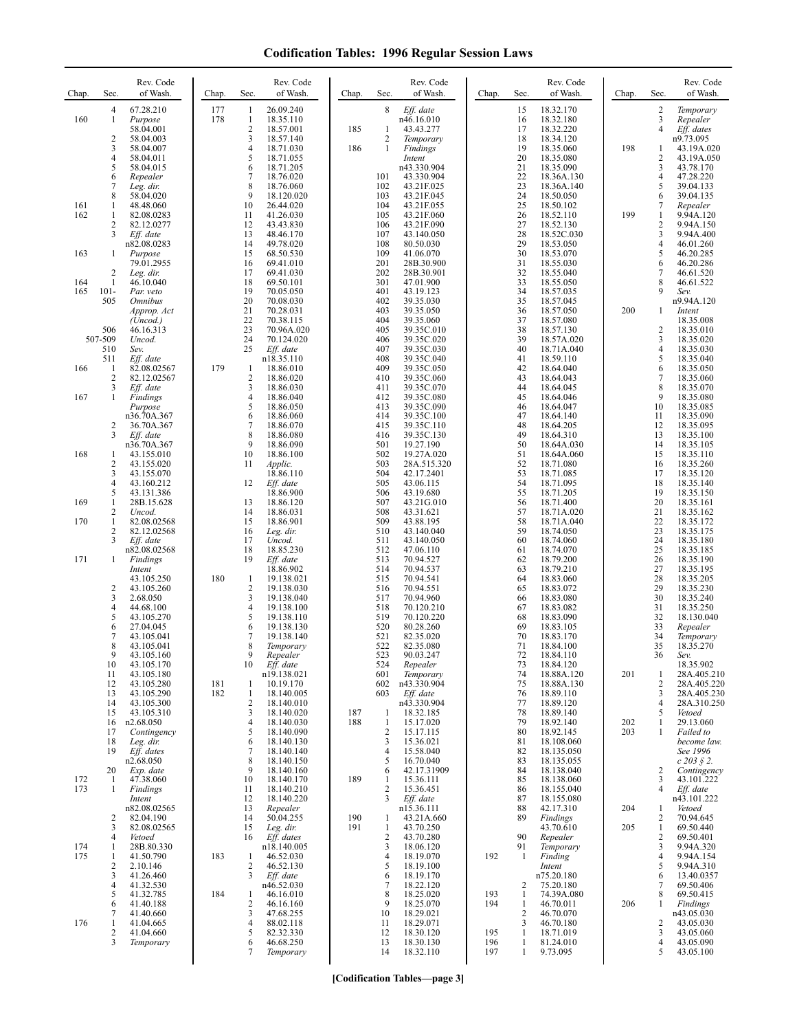# Codification Tables: 1996 Regular Session Laws

| Chap. | Sec. | Rev. Code of Wash. |
|---|---|---|
| | 4 | 67.28.210 |
| 160 | 1 | *Purpose* 58.04.001 |
| | 2 | 58.04.003 |
| | 3 | 58.04.007 |
| | 4 | 58.04.011 |
| | 5 | 58.04.015 |
| | 6 | *Repealer* |
| | 7 | *Leg. dir.* |
| | 8 | 58.04.020 |
| 161 | 1 | 48.48.060 |
| 162 | 1 | 82.08.0283 |
| | 2 | 82.12.0277 |
| | 3 | *Eff. date* n82.08.0283 |
| 163 | 1 | *Purpose* 79.01.2955 |
| | 2 | *Leg. dir.* |
| 164 | 1 | 46.10.040 |
| 165 | 101-505 | *Par. veto* *Omnibus Approp. Act (Uncod.)* |
| | 506 | 46.16.313 |
| | 507-509 | *Uncod.* |
| | 510 | *Sev.* |
| | 511 | *Eff. date* |
| 166 | 1 | 82.08.02567 |
| | 2 | 82.12.02567 |
| | 3 | *Eff. date* |
| 167 | 1 | *Findings Purpose* n36.70A.367 |
| | 2 | 36.70A.367 |
| | 3 | *Eff. date* n36.70A.367 |
| 168 | 1 | 43.155.010 |
| | 2 | 43.155.020 |
| | 3 | 43.155.070 |
| | 4 | 43.160.212 |
| | 5 | 43.131.386 |
| 169 | 1 | 28B.15.628 |
| | 2 | *Uncod.* |
| 170 | 1 | 82.08.02568 |
| | 2 | 82.12.02568 |
| | 3 | *Eff. date* n82.08.02568 |
| 171 | 1 | *Findings Intent* 43.105.250 |
| | 2 | 43.105.260 |
| | 3 | 2.68.050 |
| | 4 | 44.68.100 |
| | 5 | 43.105.270 |
| | 6 | 27.04.045 |
| | 7 | 43.105.041 |
| | 8 | 43.105.041 |
| | 9 | 43.105.160 |
| | 10 | 43.105.170 |
| | 11 | 43.105.180 |
| | 12 | 43.105.280 |
| | 13 | 43.105.290 |
| | 14 | 43.105.300 |
| | 15 | 43.105.310 |
| | 16 | n2.68.050 |
| | 17 | *Contingency* |
| | 18 | *Leg. dir.* |
| | 19 | *Eff. dates* n2.68.050 |
| | 20 | *Exp. date* |
| 172 | 1 | 47.38.060 |
| 173 | 1 | *Findings Intent* n82.08.02565 |
| | 2 | 82.04.190 |
| | 3 | 82.08.02565 |
| | 4 | *Vetoed* |
| 174 | 1 | 28B.80.330 |
| 175 | 1 | 41.50.790 |
| | 2 | 2.10.146 |
| | 3 | 41.26.460 |
| | 4 | 41.32.530 |
| | 5 | 41.32.785 |
| | 6 | 41.40.188 |
| | 7 | 41.40.660 |
| 176 | 1 | 41.04.665 |
| | 2 | 41.04.660 |
| | 3 | *Temporary* |
| 177 | 1 | 26.09.240 |
| 178 | 1 | 18.35.110 |
| | 2 | 18.57.001 |
| | 3 | 18.57.140 |
| | 4 | 18.71.030 |
| | 5 | 18.71.055 |
| | 6 | 18.71.205 |
| | 7 | 18.76.020 |
| | 8 | 18.76.060 |
| | 9 | 18.120.020 |
| | 10 | 26.44.020 |
| | 11 | 41.26.030 |
| | 12 | 43.43.830 |
| | 13 | 48.46.170 |
| | 14 | 49.78.020 |
| | 15 | 68.50.530 |
| | 16 | 69.41.010 |
| | 17 | 69.41.030 |
| | 18 | 69.50.101 |
| | 19 | 70.05.050 |
| | 20 | 70.08.030 |
| | 21 | 70.28.031 |
| | 22 | 70.38.115 |
| | 23 | 70.96A.020 |
| | 24 | 70.124.020 |
| | 25 | *Eff. date* n18.35.110 |
| 179 | 1 | 18.86.010 |
| | 2 | 18.86.020 |
| | 3 | 18.86.030 |
| | 4 | 18.86.040 |
| | 5 | 18.86.050 |
| | 6 | 18.86.060 |
| | 7 | 18.86.070 |
| | 8 | 18.86.080 |
| | 9 | 18.86.090 |
| | 10 | 18.86.100 |
| | 11 | *Applic.* 18.86.110 |
| | 12 | *Eff. date* 18.86.900 |
| | 13 | 18.86.120 |
| | 14 | 18.86.031 |
| | 15 | 18.86.901 |
| | 16 | *Leg. dir.* |
| | 17 | *Uncod.* |
| | 18 | 18.85.230 |
| | 19 | *Eff. date* 18.86.902 |
| 180 | 1 | 19.138.021 |
| | 2 | 19.138.030 |
| | 3 | 19.138.040 |
| | 4 | 19.138.100 |
| | 5 | 19.138.110 |
| | 6 | 19.138.130 |
| | 7 | 19.138.140 |
| | 8 | *Temporary* |
| | 9 | *Repealer* |
| | 10 | *Eff. date* n19.138.021 |
| 181 | 1 | 10.19.170 |
| 182 | 1 | 18.140.005 |
| | 2 | 18.140.010 |
| | 3 | 18.140.020 |
| | 4 | 18.140.030 |
| | 5 | 18.140.090 |
| | 6 | 18.140.130 |
| | 7 | 18.140.140 |
| | 8 | 18.140.150 |
| | 9 | 18.140.160 |
| | 10 | 18.140.170 |
| | 11 | 18.140.210 |
| | 12 | 18.140.220 |
| | 13 | *Repealer* |
| | 14 | 50.04.255 |
| | 15 | *Leg. dir.* |
| | 16 | *Eff. dates* n18.140.005 |
| 183 | 1 | 46.52.030 |
| | 2 | 46.52.130 |
| | 3 | *Eff. date* n46.52.030 |
| 184 | 1 | 46.16.010 |
| | 2 | 46.16.160 |
| | 3 | 47.68.255 |
| | 4 | 88.02.118 |
| | 5 | 82.32.330 |
| | 6 | 46.68.250 |
| | 7 | *Temporary* |
| | 8 | *Eff. date* n46.16.010 |
| 185 | 1 | 43.43.277 |
| | 2 | *Temporary* |
| 186 | 1 | *Findings Intent* n43.330.904 |
| | 101 | 43.330.904 |
| | 102 | 43.21F.025 |
| | 103 | 43.21F.045 |
| | 104 | 43.21F.055 |
| | 105 | 43.21F.060 |
| | 106 | 43.21F.090 |
| | 107 | 43.140.050 |
| | 108 | 80.50.030 |
| | 109 | 41.06.070 |
| | 201 | 28B.30.900 |
| | 202 | 28B.30.901 |
| | 301 | 47.01.900 |
| | 401 | 43.19.123 |
| | 402 | 39.35.030 |
| | 403 | 39.35.050 |
| | 404 | 39.35.060 |
| | 405 | 39.35C.010 |
| | 406 | 39.35C.020 |
| | 407 | 39.35C.030 |
| | 408 | 39.35C.040 |
| | 409 | 39.35C.050 |
| | 410 | 39.35C.060 |
| | 411 | 39.35C.070 |
| | 412 | 39.35C.080 |
| | 413 | 39.35C.090 |
| | 414 | 39.35C.100 |
| | 415 | 39.35C.110 |
| | 416 | 39.35C.130 |
| | 501 | 19.27.190 |
| | 502 | 19.27A.020 |
| | 503 | 28A.515.320 |
| | 504 | 42.17.2401 |
| | 505 | 43.06.115 |
| | 506 | 43.19.680 |
| | 507 | 43.21G.010 |
| | 508 | 43.31.621 |
| | 509 | 43.88.195 |
| | 510 | 43.140.040 |
| | 511 | 43.140.050 |
| | 512 | 47.06.110 |
| | 513 | 70.94.527 |
| | 514 | 70.94.537 |
| | 515 | 70.94.541 |
| | 516 | 70.94.551 |
| | 517 | 70.94.960 |
| | 518 | 70.120.210 |
| | 519 | 70.120.220 |
| | 520 | 80.28.260 |
| | 521 | 82.35.020 |
| | 522 | 82.35.080 |
| | 523 | 90.03.247 |
| | 524 | *Repealer* |
| | 601 | *Temporary* |
| | 602 | n43.330.904 |
| | 603 | *Eff. date* n43.330.904 |
| 187 | 1 | 18.32.185 |
| 188 | 1 | 15.17.020 |
| | 2 | 15.17.115 |
| | 3 | 15.36.021 |
| | 4 | 15.58.040 |
| | 5 | 16.70.040 |
| | 6 | 42.17.31909 |
| 189 | 1 | 15.36.111 |
| | 2 | 15.36.451 |
| | 3 | *Eff. date* n15.36.111 |
| 190 | 1 | 43.21A.660 |
| 191 | 1 | 43.70.250 |
| | 2 | 43.70.280 |
| | 3 | 18.06.120 |
| | 4 | 18.19.070 |
| | 5 | 18.19.100 |
| | 6 | 18.19.170 |
| | 7 | 18.22.120 |
| | 8 | 18.25.020 |
| | 9 | 18.25.070 |
| | 10 | 18.29.021 |
| | 11 | 18.29.071 |
| | 12 | 18.30.120 |
| | 13 | 18.30.130 |
| | 14 | 18.32.110 |
| | 15 | 18.32.170 |
| | 16 | 18.32.180 |
| | 17 | 18.32.220 |
| | 18 | 18.34.120 |
| | 19 | 18.35.060 |
| | 20 | 18.35.080 |
| | 21 | 18.35.090 |
| | 22 | 18.36A.130 |
| | 23 | 18.36A.140 |
| | 24 | 18.50.050 |
| | 25 | 18.50.102 |
| | 26 | 18.52.110 |
| | 27 | 18.52.130 |
| | 28 | 18.52C.030 |
| | 29 | 18.53.050 |
| | 30 | 18.53.070 |
| | 31 | 18.55.030 |
| | 32 | 18.55.040 |
| | 33 | 18.55.050 |
| | 34 | 18.57.035 |
| | 35 | 18.57.045 |
| | 36 | 18.57.050 |
| | 37 | 18.57.080 |
| | 38 | 18.57.130 |
| | 39 | 18.57A.020 |
| | 40 | 18.71A.040 |
| | 41 | 18.59.110 |
| | 42 | 18.64.040 |
| | 43 | 18.64.043 |
| | 44 | 18.64.045 |
| | 45 | 18.64.046 |
| | 46 | 18.64.047 |
| | 47 | 18.64.140 |
| | 48 | 18.64.205 |
| | 49 | 18.64.310 |
| | 50 | 18.64A.030 |
| | 51 | 18.64A.060 |
| | 52 | 18.71.080 |
| | 53 | 18.71.085 |
| | 54 | 18.71.095 |
| | 55 | 18.71.205 |
| | 56 | 18.71.400 |
| | 57 | 18.71A.020 |
| | 58 | 18.71A.040 |
| | 59 | 18.74.050 |
| | 60 | 18.74.060 |
| | 61 | 18.74.070 |
| | 62 | 18.79.200 |
| | 63 | 18.79.210 |
| | 64 | 18.83.060 |
| | 65 | 18.83.072 |
| | 66 | 18.83.080 |
| | 67 | 18.83.082 |
| | 68 | 18.83.090 |
| | 69 | 18.83.105 |
| | 70 | 18.83.170 |
| | 71 | 18.84.100 |
| | 72 | 18.84.110 |
| | 73 | 18.84.120 |
| | 74 | 18.88A.120 |
| | 75 | 18.88A.130 |
| | 76 | 18.89.110 |
| | 77 | 18.89.120 |
| | 78 | 18.89.140 |
| | 79 | 18.92.140 |
| | 80 | 18.92.145 |
| | 81 | 18.108.060 |
| | 82 | 18.135.050 |
| | 83 | 18.135.055 |
| | 84 | 18.138.040 |
| | 85 | 18.138.060 |
| | 86 | 18.155.040 |
| | 87 | 18.155.080 |
| | 88 | 42.17.310 |
| | 89 | *Findings* 43.70.610 |
| | 90 | *Repealer* |
| | 91 | *Temporary* |
| 192 | 1 | *Finding Intent* n75.20.180 |
| | 2 | 75.20.180 |
| 193 | 1 | 74.39A.080 |
| 194 | 1 | 46.70.011 |
| | 2 | 46.70.070 |
| | 3 | 46.70.180 |
| 195 | 1 | 18.71.019 |
| 196 | 1 | 81.24.010 |
| 197 | 1 | 9.73.095 |
| | 2 | *Temporary* |
| | 3 | *Repealer* |
| | 4 | *Eff. dates* n9.73.095 |
| 198 | 1 | 43.19A.020 |
| | 2 | 43.19A.050 |
| | 3 | 43.78.170 |
| | 4 | 47.28.220 |
| | 5 | 39.04.133 |
| | 6 | 39.04.135 |
| | 7 | *Repealer* |
| 199 | 1 | 9.94A.120 |
| | 2 | 9.94A.150 |
| | 3 | 9.94A.400 |
| | 4 | 46.01.260 |
| | 5 | 46.20.285 |
| | 6 | 46.20.286 |
| | 7 | 46.61.520 |
| | 8 | 46.61.522 |
| | 9 | *Sev.* n9.94A.120 |
| 200 | 1 | *Intent* 18.35.008 |
| | 2 | 18.35.010 |
| | 3 | 18.35.020 |
| | 4 | 18.35.030 |
| | 5 | 18.35.040 |
| | 6 | 18.35.050 |
| | 7 | 18.35.060 |
| | 8 | 18.35.070 |
| | 9 | 18.35.080 |
| | 10 | 18.35.085 |
| | 11 | 18.35.090 |
| | 12 | 18.35.095 |
| | 13 | 18.35.100 |
| | 14 | 18.35.105 |
| | 15 | 18.35.110 |
| | 16 | 18.35.260 |
| | 17 | 18.35.120 |
| | 18 | 18.35.140 |
| | 19 | 18.35.150 |
| | 20 | 18.35.161 |
| | 21 | 18.35.162 |
| | 22 | 18.35.172 |
| | 23 | 18.35.175 |
| | 24 | 18.35.180 |
| | 25 | 18.35.185 |
| | 26 | 18.35.190 |
| | 27 | 18.35.195 |
| | 28 | 18.35.205 |
| | 29 | 18.35.230 |
| | 30 | 18.35.240 |
| | 31 | 18.35.250 |
| | 32 | 18.130.040 |
| | 33 | *Repealer* |
| | 34 | *Temporary* |
| | 35 | 18.35.270 |
| | 36 | *Sev.* 18.35.902 |
| 201 | 1 | 28A.405.210 |
| | 2 | 28A.405.220 |
| | 3 | 28A.405.230 |
| | 4 | 28A.310.250 |
| | 5 | *Vetoed* |
| 202 | 1 | 29.13.060 |
| 203 | 1 | *Failed to become law. See 1996 c 203 § 2.* |
| | 2 | *Contingency* |
| | 3 | 43.101.222 |
| | 4 | *Eff. date* n43.101.222 |
| 204 | 1 | *Vetoed* |
| | 2 | 70.94.645 |
| 205 | 1 | 69.50.440 |
| | 2 | 69.50.401 |
| | 3 | 9.94A.320 |
| | 4 | 9.94A.154 |
| | 5 | 9.94A.310 |
| | 6 | 13.40.0357 |
| | 7 | 69.50.406 |
| | 8 | 69.50.415 |
| 206 | 1 | *Findings* n43.05.030 |
| | 2 | 43.05.030 |
| | 3 | 43.05.060 |
| | 4 | 43.05.090 |
| | 5 | 43.05.100 |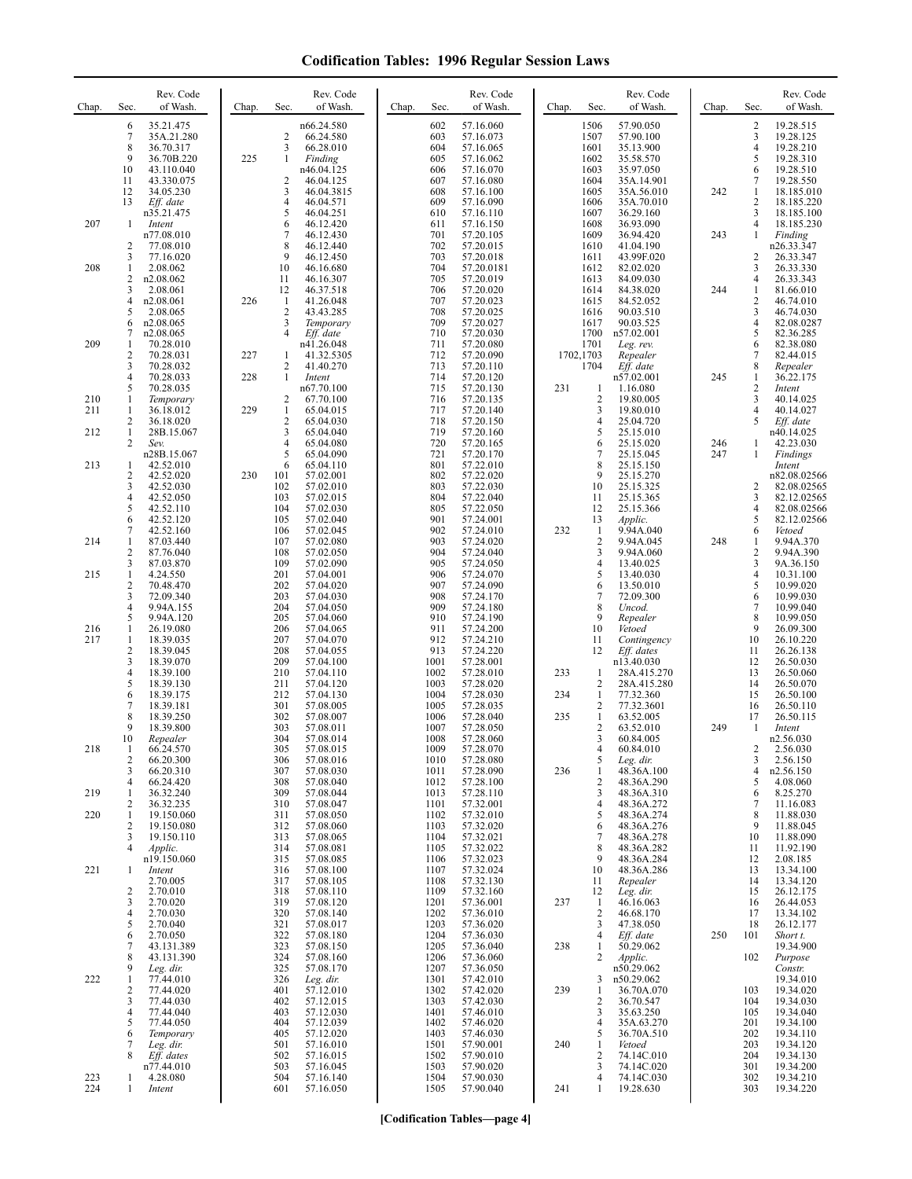# Codification Tables: 1996 Regular Session Laws

| Chap. | Sec. | Rev. Code of Wash. |
|---|---|---|
| | 6 | 35.21.475 |
| | 7 | 35A.21.280 |
| | 8 | 36.70.317 |
| | 9 | 36.70B.220 |
| | 10 | 43.110.040 |
| | 11 | 43.330.075 |
| | 12 | 34.05.230 |
| | 13 | *Eff. date* n35.21.475 |
| 207 | 1 | *Intent* n77.08.010 |
| | 2 | 77.08.010 |
| | 3 | 77.16.020 |
| 208 | 1 | 2.08.062 |
| | 2 | n2.08.062 |
| | 3 | 2.08.061 |
| | 4 | n2.08.061 |
| | 5 | 2.08.065 |
| | 6 | n2.08.065 |
| | 7 | n2.08.065 |
| 209 | 1 | 70.28.010 |
| | 2 | 70.28.031 |
| | 3 | 70.28.032 |
| | 4 | 70.28.033 |
| | 5 | 70.28.035 |
| 210 | 1 | *Temporary* |
| 211 | 1 | 36.18.012 |
| | 2 | 36.18.020 |
| 212 | 1 | 28B.15.067 |
| | 2 | *Sev.* n28B.15.067 |
| 213 | 1 | 42.52.010 |
| | 2 | 42.52.020 |
| | 3 | 42.52.030 |
| | 4 | 42.52.050 |
| | 5 | 42.52.110 |
| | 6 | 42.52.120 |
| | 7 | 42.52.160 |
| 214 | 1 | 87.03.440 |
| | 2 | 87.76.040 |
| | 3 | 87.03.870 |
| 215 | 1 | 4.24.550 |
| | 2 | 70.48.470 |
| | 3 | 72.09.340 |
| | 4 | 9.94A.155 |
| | 5 | 9.94A.120 |
| 216 | 1 | 26.19.080 |
| 217 | 1 | 18.39.035 |
| | 2 | 18.39.045 |
| | 3 | 18.39.070 |
| | 4 | 18.39.100 |
| | 5 | 18.39.130 |
| | 6 | 18.39.175 |
| | 7 | 18.39.181 |
| | 8 | 18.39.250 |
| | 9 | 18.39.800 |
| | 10 | *Repealer* |
| 218 | 1 | 66.24.570 |
| | 2 | 66.20.300 |
| | 3 | 66.20.310 |
| | 4 | 66.24.420 |
| 219 | 1 | 36.32.240 |
| | 2 | 36.32.235 |
| 220 | 1 | 19.150.060 |
| | 2 | 19.150.080 |
| | 3 | 19.150.110 |
| | 4 | *Applic.* n19.150.060 |
| 221 | 1 | *Intent* 2.70.005 |
| | 2 | 2.70.010 |
| | 3 | 2.70.020 |
| | 4 | 2.70.030 |
| | 5 | 2.70.040 |
| | 6 | 2.70.050 |
| | 7 | 43.131.389 |
| | 8 | 43.131.390 |
| | 9 | *Leg. dir.* |
| 222 | 1 | 77.44.010 |
| | 2 | 77.44.020 |
| | 3 | 77.44.030 |
| | 4 | 77.44.040 |
| | 5 | 77.44.050 |
| | 6 | *Temporary* |
| | 7 | *Leg. dir.* |
| | 8 | *Eff. dates* n77.44.010 |
| 223 | 1 | 4.28.080 |
| 224 | 1 | *Intent* n66.24.580 |
| | 2 | 66.24.580 |
| | 3 | 66.28.010 |
| 225 | 1 | *Finding* n46.04.125 |
| | 2 | 46.04.125 |
| | 3 | 46.04.3815 |
| | 4 | 46.04.571 |
| | 5 | 46.04.251 |
| | 6 | 46.12.420 |
| | 7 | 46.12.430 |
| | 8 | 46.12.440 |
| | 9 | 46.12.450 |
| | 10 | 46.16.680 |
| | 11 | 46.16.307 |
| | 12 | 46.37.518 |
| 226 | 1 | 41.26.048 |
| | 2 | 43.43.285 |
| | 3 | *Temporary* |
| | 4 | *Eff. date* n41.26.048 |
| 227 | 1 | 41.32.5305 |
| | 2 | 41.40.270 |
| 228 | 1 | *Intent* n67.70.100 |
| | 2 | 67.70.100 |
| 229 | 1 | 65.04.015 |
| | 2 | 65.04.030 |
| | 3 | 65.04.040 |
| | 4 | 65.04.080 |
| | 5 | 65.04.090 |
| | 6 | 65.04.110 |
| 230 | 101 | 57.02.001 |
| | 102 | 57.02.010 |
| | 103 | 57.02.015 |
| | 104 | 57.02.030 |
| | 105 | 57.02.040 |
| | 106 | 57.02.045 |
| | 107 | 57.02.080 |
| | 108 | 57.02.050 |
| | 109 | 57.02.090 |
| | 201 | 57.04.001 |
| | 202 | 57.04.020 |
| | 203 | 57.04.030 |
| | 204 | 57.04.050 |
| | 205 | 57.04.060 |
| | 206 | 57.04.065 |
| | 207 | 57.04.070 |
| | 208 | 57.04.055 |
| | 209 | 57.04.100 |
| | 210 | 57.04.110 |
| | 211 | 57.04.120 |
| | 212 | 57.04.130 |
| | 301 | 57.08.005 |
| | 302 | 57.08.007 |
| | 303 | 57.08.011 |
| | 304 | 57.08.014 |
| | 305 | 57.08.015 |
| | 306 | 57.08.016 |
| | 307 | 57.08.030 |
| | 308 | 57.08.040 |
| | 309 | 57.08.044 |
| | 310 | 57.08.047 |
| | 311 | 57.08.050 |
| | 312 | 57.08.060 |
| | 313 | 57.08.065 |
| | 314 | 57.08.081 |
| | 315 | 57.08.085 |
| | 316 | 57.08.100 |
| | 317 | 57.08.105 |
| | 318 | 57.08.110 |
| | 319 | 57.08.120 |
| | 320 | 57.08.140 |
| | 321 | 57.08.017 |
| | 322 | 57.08.180 |
| | 323 | 57.08.150 |
| | 324 | 57.08.160 |
| | 325 | 57.08.170 |
| | 326 | *Leg. dir.* |
| | 401 | 57.12.010 |
| | 402 | 57.12.015 |
| | 403 | 57.12.030 |
| | 404 | 57.12.039 |
| | 405 | 57.12.020 |
| | 501 | 57.16.010 |
| | 502 | 57.16.015 |
| | 503 | 57.16.045 |
| | 504 | 57.16.140 |
| | 601 | 57.16.050 |
| | 602 | 57.16.060 |
| | 603 | 57.16.073 |
| | 604 | 57.16.065 |
| | 605 | 57.16.062 |
| | 606 | 57.16.070 |
| | 607 | 57.16.080 |
| | 608 | 57.16.100 |
| | 609 | 57.16.090 |
| | 610 | 57.16.110 |
| | 611 | 57.16.150 |
| | 701 | 57.20.105 |
| | 702 | 57.20.015 |
| | 703 | 57.20.018 |
| | 704 | 57.20.0181 |
| | 705 | 57.20.019 |
| | 706 | 57.20.020 |
| | 707 | 57.20.023 |
| | 708 | 57.20.025 |
| | 709 | 57.20.027 |
| | 710 | 57.20.030 |
| | 711 | 57.20.080 |
| | 712 | 57.20.090 |
| | 713 | 57.20.110 |
| | 714 | 57.20.120 |
| | 715 | 57.20.130 |
| | 716 | 57.20.135 |
| | 717 | 57.20.140 |
| | 718 | 57.20.150 |
| | 719 | 57.20.160 |
| | 720 | 57.20.165 |
| | 721 | 57.20.170 |
| | 801 | 57.22.010 |
| | 802 | 57.22.020 |
| | 803 | 57.22.030 |
| | 804 | 57.22.040 |
| | 805 | 57.22.050 |
| | 901 | 57.24.001 |
| | 902 | 57.24.010 |
| | 903 | 57.24.020 |
| | 904 | 57.24.040 |
| | 905 | 57.24.050 |
| | 906 | 57.24.070 |
| | 907 | 57.24.090 |
| | 908 | 57.24.170 |
| | 909 | 57.24.180 |
| | 910 | 57.24.190 |
| | 911 | 57.24.200 |
| | 912 | 57.24.210 |
| | 913 | 57.24.220 |
| | 1001 | 57.28.001 |
| | 1002 | 57.28.010 |
| | 1003 | 57.28.020 |
| | 1004 | 57.28.030 |
| | 1005 | 57.28.035 |
| | 1006 | 57.28.040 |
| | 1007 | 57.28.050 |
| | 1008 | 57.28.060 |
| | 1009 | 57.28.070 |
| | 1010 | 57.28.080 |
| | 1011 | 57.28.090 |
| | 1012 | 57.28.100 |
| | 1013 | 57.28.110 |
| | 1101 | 57.32.001 |
| | 1102 | 57.32.010 |
| | 1103 | 57.32.020 |
| | 1104 | 57.32.021 |
| | 1105 | 57.32.022 |
| | 1106 | 57.32.023 |
| | 1107 | 57.32.024 |
| | 1108 | 57.32.130 |
| | 1109 | 57.32.160 |
| | 1201 | 57.36.001 |
| | 1202 | 57.36.010 |
| | 1203 | 57.36.020 |
| | 1204 | 57.36.030 |
| | 1205 | 57.36.040 |
| | 1206 | 57.36.060 |
| | 1207 | 57.36.050 |
| | 1301 | 57.42.010 |
| | 1302 | 57.42.020 |
| | 1303 | 57.42.030 |
| | 1401 | 57.46.010 |
| | 1402 | 57.46.020 |
| | 1403 | 57.46.030 |
| | 1501 | 57.90.001 |
| | 1502 | 57.90.010 |
| | 1503 | 57.90.020 |
| | 1504 | 57.90.030 |
| | 1505 | 57.90.040 |
| | 1506 | 57.90.050 |
| | 1507 | 57.90.100 |
| | 1601 | 35.13.900 |
| | 1602 | 35.58.570 |
| | 1603 | 35.97.050 |
| | 1604 | 35A.14.901 |
| | 1605 | 35A.56.010 |
| | 1606 | 35A.70.010 |
| | 1607 | 36.29.160 |
| | 1608 | 36.93.090 |
| | 1609 | 36.94.420 |
| | 1610 | 41.04.190 |
| | 1611 | 43.99F.020 |
| | 1612 | 82.02.020 |
| | 1613 | 84.09.030 |
| | 1614 | 84.38.020 |
| | 1615 | 84.52.052 |
| | 1616 | 90.03.510 |
| | 1617 | 90.03.525 |
| | 1700 | n57.02.001 |
| | 1701 | *Leg. rev.* |
| | 1702,1703 | *Repealer* |
| | 1704 | *Eff. date* n57.02.001 |
| 231 | 1 | 1.16.080 |
| | 2 | 19.80.005 |
| | 3 | 19.80.010 |
| | 4 | 25.04.720 |
| | 5 | 25.15.010 |
| | 6 | 25.15.020 |
| | 7 | 25.15.045 |
| | 8 | 25.15.150 |
| | 9 | 25.15.270 |
| | 10 | 25.15.325 |
| | 11 | 25.15.365 |
| | 12 | 25.15.366 |
| | 13 | *Applic.* |
| 232 | 1 | 9.94A.040 |
| | 2 | 9.94A.045 |
| | 3 | 9.94A.060 |
| | 4 | 13.40.025 |
| | 5 | 13.40.030 |
| | 6 | 13.50.010 |
| | 7 | 72.09.300 |
| | 8 | *Uncod.* |
| | 9 | *Repealer* |
| | 10 | *Vetoed* |
| | 11 | *Contingency* |
| | 12 | *Eff. dates* n13.40.030 |
| 233 | 1 | 28A.415.270 |
| | 2 | 28A.415.280 |
| 234 | 1 | 77.32.360 |
| | 2 | 77.32.3601 |
| 235 | 1 | 63.52.005 |
| | 2 | 63.52.010 |
| | 3 | 60.84.005 |
| | 4 | 60.84.010 |
| | 5 | *Leg. dir.* |
| 236 | 1 | 48.36A.100 |
| | 2 | 48.36A.290 |
| | 3 | 48.36A.310 |
| | 4 | 48.36A.272 |
| | 5 | 48.36A.274 |
| | 6 | 48.36A.276 |
| | 7 | 48.36A.278 |
| | 8 | 48.36A.282 |
| | 9 | 48.36A.284 |
| | 10 | 48.36A.286 |
| | 11 | *Repealer* |
| | 12 | *Leg. dir.* |
| 237 | 1 | 46.16.063 |
| | 2 | 46.68.170 |
| | 3 | 47.38.050 |
| | 4 | *Eff. date* |
| 238 | 1 | 50.29.062 |
| | 2 | *Applic.* n50.29.062 |
| | 3 | n50.29.062 |
| 239 | 1 | 36.70A.070 |
| | 2 | 36.70.547 |
| | 3 | 35.63.250 |
| | 4 | 35A.63.270 |
| | 5 | 36.70A.510 |
| 240 | 1 | *Vetoed* |
| | 2 | 74.14C.010 |
| | 3 | 74.14C.020 |
| | 4 | 74.14C.030 |
| 241 | 1 | 19.28.630 |
| | 2 | 19.28.515 |
| | 3 | 19.28.125 |
| | 4 | 19.28.210 |
| | 5 | 19.28.310 |
| | 6 | 19.28.510 |
| | 7 | 19.28.550 |
| 242 | 1 | 18.185.010 |
| | 2 | 18.185.220 |
| | 3 | 18.185.100 |
| | 4 | 18.185.230 |
| 243 | 1 | *Finding* n26.33.347 |
| | 2 | 26.33.347 |
| | 3 | 26.33.330 |
| | 4 | 26.33.343 |
| 244 | 1 | 81.66.010 |
| | 2 | 46.74.010 |
| | 3 | 46.74.030 |
| | 4 | 82.08.0287 |
| | 5 | 82.36.285 |
| | 6 | 82.38.080 |
| | 7 | 82.44.015 |
| | 8 | *Repealer* |
| 245 | 1 | 36.22.175 |
| | 2 | *Intent* |
| | 3 | 40.14.025 |
| | 4 | 40.14.027 |
| | 5 | *Eff. date* n40.14.025 |
| 246 | 1 | 42.23.030 |
| 247 | 1 | *Findings Intent* n82.08.02566 |
| | 2 | 82.08.02565 |
| | 3 | 82.12.02565 |
| | 4 | 82.08.02566 |
| | 5 | 82.12.02566 |
| | 6 | *Vetoed* |
| 248 | 1 | 9.94A.370 |
| | 2 | 9.94A.390 |
| | 3 | 9A.36.150 |
| | 4 | 10.31.100 |
| | 5 | 10.99.020 |
| | 6 | 10.99.030 |
| | 7 | 10.99.040 |
| | 8 | 10.99.050 |
| | 9 | 26.09.300 |
| | 10 | 26.10.220 |
| | 11 | 26.26.138 |
| | 12 | 26.50.030 |
| | 13 | 26.50.060 |
| | 14 | 26.50.070 |
| | 15 | 26.50.100 |
| | 16 | 26.50.110 |
| | 17 | 26.50.115 |
| 249 | 1 | *Intent* n2.56.030 |
| | 2 | 2.56.030 |
| | 3 | 2.56.150 |
| | 4 | n2.56.150 |
| | 5 | 4.08.060 |
| | 6 | 8.25.270 |
| | 7 | 11.16.083 |
| | 8 | 11.88.030 |
| | 9 | 11.88.045 |
| | 10 | 11.88.090 |
| | 11 | 11.92.190 |
| | 12 | 2.08.185 |
| | 13 | 13.34.100 |
| | 14 | 13.34.120 |
| | 15 | 26.12.175 |
| | 16 | 26.44.053 |
| | 17 | 13.34.102 |
| | 18 | 26.12.177 |
| 250 | 101 | *Short t.* 19.34.900 |
| | 102 | *Purpose Constr.* 19.34.010 |
| | 103 | 19.34.020 |
| | 104 | 19.34.030 |
| | 105 | 19.34.040 |
| | 201 | 19.34.100 |
| | 202 | 19.34.110 |
| | 203 | 19.34.120 |
| | 204 | 19.34.130 |
| | 301 | 19.34.200 |
| | 302 | 19.34.210 |
| | 303 | 19.34.220 |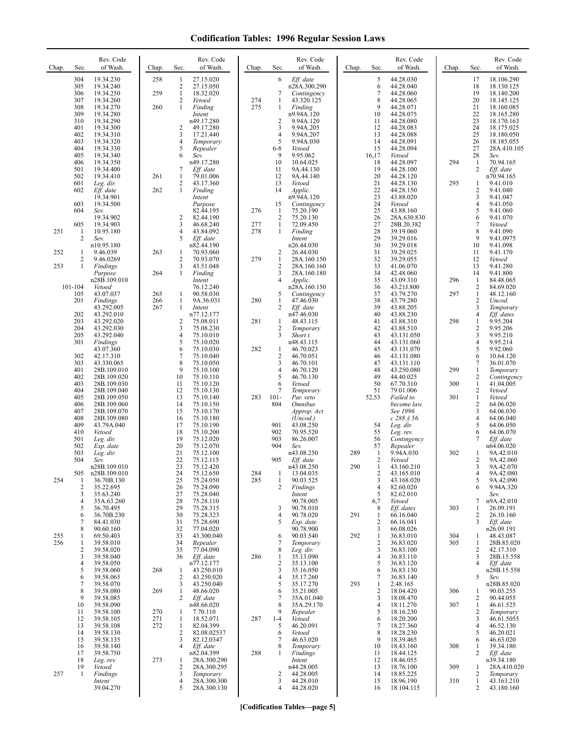# Codification Tables: 1996 Regular Session Laws

| Chap. | Sec. | Rev. Code of Wash. |
|---|---|---|
| | 304 | 19.34.230 |
| | 305 | 19.34.240 |
| | 306 | 19.34.250 |
| | 307 | 19.34.260 |
| | 308 | 19.34.270 |
| | 309 | 19.34.280 |
| | 310 | 19.34.290 |
| | 401 | 19.34.300 |
| | 402 | 19.34.310 |
| | 403 | 19.34.320 |
| | 404 | 19.34.330 |
| | 405 | 19.34.340 |
| | 406 | 19.34.350 |
| | 501 | 19.34.400 |
| | 502 | 19.34.410 |
| | 601 | *Leg. dir.* |
| | 602 | *Eff. date* 19.34.901 |
| | 603 | 19.34.500 |
| | 604 | *Sev.* 19.34.902 |
| | 605 | 19.34.903 |
| 251 | 1 | 10.95.180 |
| | 2 | *Sev.* n10.95.180 |
| 252 | 1 | 9.46.039 |
| | 2 | 9.46.0269 |
| 253 | 1 | *Findings Purpose* n28B.109.010 |
| | 101-104 | *Vetoed* |
| | 105 | 43.07.037 |
| | 201 | *Findings* 43.292.005 |
| | 202 | 43.292.010 |
| | 203 | 43.292.020 |
| | 204 | 43.292.030 |
| | 205 | 43.292.040 |
| | 301 | *Findings* 43.07.360 |
| | 302 | 42.17.310 |
| | 303 | 43.330.065 |
| | 401 | 28B.109.010 |
| | 402 | 28B.109.020 |
| | 403 | 28B.109.030 |
| | 404 | 28B.109.040 |
| | 405 | 28B.109.050 |
| | 406 | 28B.109.060 |
| | 407 | 28B.109.070 |
| | 408 | 28B.109.080 |
| | 409 | 43.79A.040 |
| | 410 | *Vetoed* |
| | 501 | *Leg. dir.* |
| | 502 | *Exp. date* |
| | 503 | *Leg. dir.* |
| | 504 | *Sev.* n28B.109.010 |
| | 505 | n28B.109.010 |
| 254 | 1 | 36.70B.130 |
| | 2 | 35.22.695 |
| | 3 | 35.63.240 |
| | 4 | 35A.63.260 |
| | 5 | 36.70.495 |
| | 6 | 36.70B.230 |
| | 7 | 84.41.030 |
| | 8 | 90.60.160 |
| 255 | 1 | 69.50.403 |
| 256 | 1 | 39.58.010 |
| | 2 | 39.58.020 |
| | 3 | 39.58.040 |
| | 4 | 39.58.050 |
| | 5 | 39.58.060 |
| | 6 | 39.58.065 |
| | 7 | 39.58.070 |
| | 8 | 39.58.080 |
| | 9 | 39.58.085 |
| | 10 | 39.58.090 |
| | 11 | 39.58.100 |
| | 12 | 39.58.105 |
| | 13 | 39.58.108 |
| | 14 | 39.58.130 |
| | 15 | 39.58.135 |
| | 16 | 39.58.140 |
| | 17 | 39.58.750 |
| | 18 | *Leg. rev.* |
| | 19 | *Vetoed* |
| 257 | 1 | *Findings Intent* 39.04.270 |
| 258 | 1 | 27.15.020 |
| | 2 | 27.15.050 |
| 259 | 1 | 18.32.020 |
| | 2 | *Vetoed* |
| 260 | 1 | *Finding Intent* n49.17.280 |
| | 2 | 49.17.280 |
| | 3 | 17.21.440 |
| | 4 | *Temporary* |
| | 5 | *Repealer* |
| | 6 | *Sev.* n49.17.280 |
| | 7 | *Eff. date* |
| 261 | 1 | 79.01.006 |
| | 2 | 43.17.360 |
| 262 | 1 | *Finding Intent Purpose* 82.44.195 |
| | 2 | 82.44.190 |
| | 3 | 46.68.240 |
| | 4 | 43.84.092 |
| | 5 | *Eff. date* n82.44.190 |
| 263 | 1 | 70.93.060 |
| | 2 | 70.93.070 |
| | 3 | 43.51.048 |
| 264 | 1 | *Finding Intent* 76.12.240 |
| 265 | 1 | 90.58.030 |
| 266 | 1 | 9A.36.031 |
| 267 | 1 | *Intent* n77.12.177 |
| | 2 | 75.08.011 |
| | 3 | 75.08.230 |
| | 4 | 75.10.010 |
| | 5 | 75.10.020 |
| | 6 | 75.10.030 |
| | 7 | 75.10.040 |
| | 8 | 75.10.050 |
| | 9 | 75.10.100 |
| | 10 | 75.10.110 |
| | 11 | 75.10.120 |
| | 12 | 75.10.130 |
| | 13 | 75.10.140 |
| | 14 | 75.10.150 |
| | 15 | 75.10.170 |
| | 16 | 75.10.180 |
| | 17 | 75.10.190 |
| | 18 | 75.10.200 |
| | 19 | 75.12.020 |
| | 20 | 75.12.070 |
| | 21 | 75.12.100 |
| | 22 | 75.12.115 |
| | 23 | 75.12.420 |
| | 24 | 75.12.650 |
| | 25 | 75.24.050 |
| | 26 | 75.24.090 |
| | 27 | 75.28.040 |
| | 28 | 75.28.110 |
| | 29 | 75.28.315 |
| | 30 | 75.28.323 |
| | 31 | 75.28.690 |
| | 32 | 77.04.020 |
| | 33 | 43.300.040 |
| | 34 | *Repealer* |
| | 35 | 77.04.090 |
| | 36 | *Eff. date* n77.12.177 |
| 268 | 1 | 43.250.010 |
| | 2 | 43.250.020 |
| | 3 | 43.250.040 |
| 269 | 1 | 48.66.020 |
| | 2 | *Eff. date* n48.66.020 |
| 270 | 1 | 7.70.110 |
| 271 | 1 | 18.52.071 |
| 272 | 1 | 82.04.399 |
| | 2 | 82.08.02537 |
| | 3 | 82.12.0347 |
| | 4 | *Eff. date* n82.04.399 |
| 273 | 1 | 28A.300.290 |
| | 2 | 28A.300.295 |
| | 3 | *Temporary* |
| | 4 | 28A.300.300 |
| | 5 | 28A.300.130 |
| | 6 | *Eff. date* n28A.300.290 |
| | 7 | *Contingency* |
| 274 | 1 | 43.320.125 |
| 275 | 1 | *Finding* n9.94A.120 |
| | 2 | 9.94A.120 |
| | 3 | 9.94A.205 |
| | 4 | 9.94A.207 |
| | 5 | 9.94A.030 |
| | 6-8 | *Vetoed* |
| | 9 | 9.95.062 |
| | 10 | 10.64.025 |
| | 11 | 9A.44.130 |
| | 12 | 9A.44.140 |
| | 13 | *Vetoed* |
| | 14 | *Applic.* n9.94A.120 |
| | 15 | *Contingency* |
| 276 | 1 | 75.20.190 |
| | 2 | 75.20.130 |
| 277 | 1 | 72.09.450 |
| 278 | 1 | *Finding Intent* n26.44.030 |
| | 2 | 26.44.030 |
| 279 | 1 | 28A.160.150 |
| | 2 | 28A.160.160 |
| | 3 | 28A.160.180 |
| | 4 | *Applic.* n28A.160.150 |
| | 5 | *Contingency* |
| 280 | 1 | 47.46.030 |
| | 2 | *Eff. date* n47.46.030 |
| 281 | 1 | 48.43.115 |
| | 2 | *Temporary* |
| | 3 | *Short t.* n48.43.115 |
| 282 | 1 | 46.70.023 |
| | 2 | 46.70.051 |
| | 3 | 46.70.101 |
| | 4 | 46.70.120 |
| | 5 | 46.70.130 |
| | 6 | *Vetoed* |
| | 7 | *Temporary* |
| 283 | 101-804 | *Par. veto Omnibus Approp. Act (Uncod.)* |
| | 901 | 43.08.250 |
| | 902 | 70.95.520 |
| | 903 | 86.26.007 |
| | 904 | *Sev.* n43.08.250 |
| | 905 | *Eff. date* n43.08.250 |
| 284 | 1 | 13.04.035 |
| 285 | 1 | 90.03.525 |
| | 2 | *Findings Intent* 90.78.005 |
| | 3 | 90.78.010 |
| | 4 | 90.78.020 |
| | 5 | *Exp. date* 90.78.900 |
| | 6 | 90.03.540 |
| | 7 | *Temporary* |
| | 8 | *Leg. dir.* |
| 286 | 1 | 35.13.090 |
| | 2 | 35.13.100 |
| | 3 | 35.16.050 |
| | 4 | 35.17.260 |
| | 5 | 35.17.270 |
| | 6 | 35.21.005 |
| | 7 | 35A.01.040 |
| | 8 | 35A.29.170 |
| | 9 | *Repealer* |
| 287 | 1-4 | *Vetoed* |
| | 5 | 46.20.091 |
| | 6 | *Vetoed* |
| | 7 | 46.63.020 |
| | 8 | *Temporary* |
| 288 | 1 | *Findings Intent* n44.28.005 |
| | 2 | 44.28.005 |
| | 3 | 44.28.010 |
| | 4 | 44.28.020 |
| | 5 | 44.28.030 |
| | 6 | 44.28.040 |
| | 7 | 44.28.060 |
| | 8 | 44.28.065 |
| | 9 | 44.28.071 |
| | 10 | 44.28.075 |
| | 11 | 44.28.080 |
| | 12 | 44.28.083 |
| | 13 | 44.28.088 |
| | 14 | 44.28.091 |
| | 15 | 44.28.094 |
| | 16,17 | *Vetoed* |
| | 18 | 44.28.097 |
| | 19 | 44.28.100 |
| | 20 | 44.28.120 |
| | 21 | 44.28.130 |
| | 22 | 44.28.150 |
| | 23 | 43.88.020 |
| | 24 | *Vetoed* |
| | 25 | 43.88.160 |
| | 26 | 28A.630.830 |
| | 27 | 28B.20.382 |
| | 28 | 39.19.060 |
| | 29 | 39.29.016 |
| | 30 | 39.29.018 |
| | 31 | 39.29.025 |
| | 32 | 39.29.055 |
| | 33 | 41.06.070 |
| | 34 | 42.48.060 |
| | 35 | 43.09.310 |
| | 36 | 43.21J.800 |
| | 37 | 43.79.270 |
| | 38 | 43.79.280 |
| | 39 | 43.88.205 |
| | 40 | 43.88.230 |
| | 41 | 43.88.310 |
| | 42 | 43.88.510 |
| | 43 | 43.131.050 |
| | 44 | 43.131.060 |
| | 45 | 43.131.070 |
| | 46 | 43.131.080 |
| | 47 | 43.131.110 |
| | 48 | 43.250.080 |
| | 49 | 44.40.025 |
| | 50 | 67.70.310 |
| | 51 | 79.01.006 |
| | 52,53 | *Failed to become law. See 1996 c 288 § 56.* |
| | 54 | *Leg. dir.* |
| | 55 | *Leg. rev.* |
| | 56 | *Contingency* |
| | 57 | *Repealer* |
| 289 | 1 | 9.94A.030 |
| | 2 | *Vetoed* |
| 290 | 1 | 43.160.210 |
| | 2 | 43.165.010 |
| | 3 | 43.168.020 |
| | 4 | 82.60.020 |
| | 5 | 82.62.010 |
| | 6,7 | *Vetoed* |
| | 8 | *Eff. dates* |
| 291 | 1 | 66.16.040 |
| | 2 | 66.16.041 |
| | 3 | 66.08.026 |
| 292 | 1 | 36.83.010 |
| | 2 | 36.83.020 |
| | 3 | 36.83.100 |
| | 4 | 36.83.110 |
| | 5 | 36.83.120 |
| | 6 | 36.83.130 |
| | 7 | 36.83.140 |
| 293 | 1 | 2.48.165 |
| | 2 | 18.04.420 |
| | 3 | 18.08.470 |
| | 4 | 18.11.270 |
| | 5 | 18.16.230 |
| | 6 | 18.20.200 |
| | 7 | 18.27.360 |
| | 8 | 18.28.230 |
| | 9 | 18.39.465 |
| | 10 | 18.43.160 |
| | 11 | 18.44.125 |
| | 12 | 18.46.055 |
| | 13 | 18.76.100 |
| | 14 | 18.85.225 |
| | 15 | 18.96.190 |
| | 16 | 18.104.115 |
| | 17 | 18.106.290 |
| | 18 | 18.130.125 |
| | 19 | 18.140.200 |
| | 20 | 18.145.125 |
| | 21 | 18.160.085 |
| | 22 | 18.165.280 |
| | 23 | 18.170.163 |
| | 24 | 18.175.025 |
| | 25 | 18.180.050 |
| | 26 | 18.185.055 |
| | 27 | 28A.410.105 |
| | 28 | *Sev.* |
| 294 | 1 | 70.94.165 |
| | 2 | *Eff. date* n70.94.165 |
| 295 | 1 | 9.41.010 |
| | 2 | 9.41.040 |
| | 3 | 9.41.047 |
| | 4 | 9.41.050 |
| | 5 | 9.41.060 |
| | 6 | 9.41.070 |
| | 7 | *Vetoed* |
| | 8 | 9.41.090 |
| | 9 | 9.41.0975 |
| | 10 | 9.41.098 |
| | 11 | 9.41.170 |
| | 12 | *Vetoed* |
| | 13 | 9.41.280 |
| | 14 | 9.41.800 |
| 296 | 1 | 84.48.065 |
| | 2 | 84.69.020 |
| 297 | 1 | 48.12.160 |
| | 2 | *Uncod.* |
| | 3 | *Temporary* |
| | 4 | *Eff. dates* |
| 298 | 1 | 9.95.204 |
| | 2 | 9.95.206 |
| | 3 | 9.95.210 |
| | 4 | 9.95.214 |
| | 5 | 9.92.060 |
| | 6 | 10.64.120 |
| | 7 | 36.01.070 |
| 299 | 1 | *Temporary* |
| | 2 | *Contingency* |
| 300 | 1 | 41.04.005 |
| | 2 | *Vetoed* |
| 301 | 1 | *Vetoed* |
| | 2 | 64.06.020 |
| | 3 | 64.06.030 |
| | 4 | 64.06.040 |
| | 5 | 64.06.050 |
| | 6 | 64.06.070 |
| | 7 | *Eff. date* n64.06.020 |
| 302 | 1 | 9A.42.010 |
| | 2 | 9A.42.060 |
| | 3 | 9A.42.070 |
| | 4 | 9A.42.080 |
| | 5 | 9A.42.090 |
| | 6 | 9.94A.320 |
| | | *Sev.* |
| | 7 | n9A.42.010 |
| 303 | 1 | 26.09.191 |
| | 2 | 26.10.160 |
| | 3 | *Eff. date* n26.09.191 |
| 304 | 1 | 48.43.087 |
| 305 | 1 | 28B.85.020 |
| | 2 | 42.17.310 |
| | 3 | 28B.15.558 |
| | 4 | *Eff. date* n28B.15.558 |
| | 5 | *Sev.* n28B.85.020 |
| 306 | 1 | 90.03.255 |
| | 2 | 90.44.055 |
| 307 | 1 | 46.61.525 |
| | 2 | *Temporary* |
| | 3 | 46.61.5055 |
| | 4 | 46.52.130 |
| | 5 | 46.20.021 |
| | 6 | 46.63.020 |
| 308 | 1 | 39.34.180 |
| | 2 | *Eff. date* n39.34.180 |
| 309 | 1 | 28A.410.020 |
| | 2 | *Temporary* |
| 310 | 1 | 43.163.210 |
| | 2 | 43.180.160 |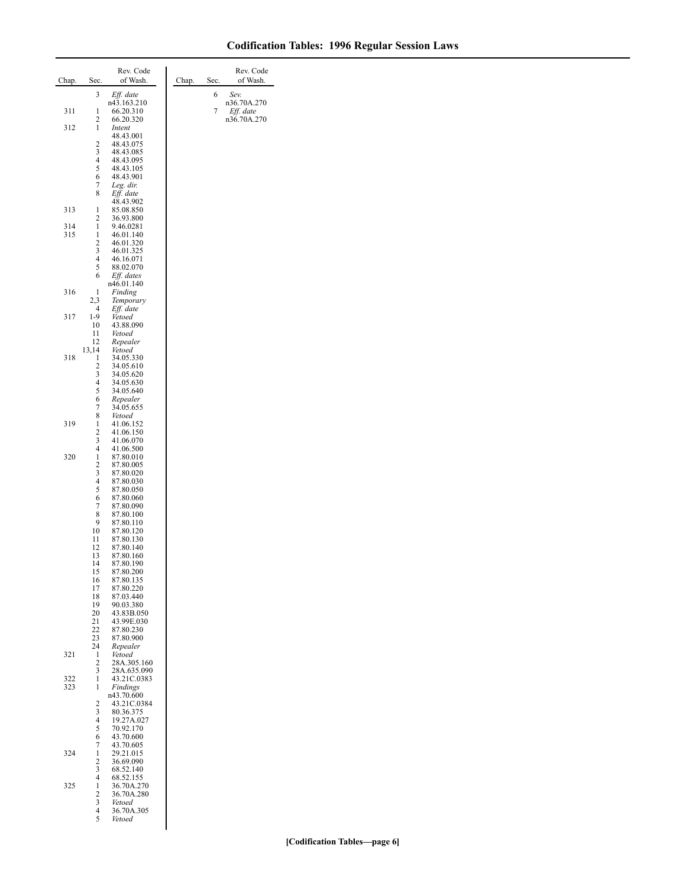## Codification Tables: 1996 Regular Session Laws

| Chap. | Sec. | Rev. Code of Wash. |
|---|---|---|
| | 3 | *Eff. date* n43.163.210 |
| 311 | 1 | 66.20.310 |
| | 2 | 66.20.320 |
| 312 | 1 | *Intent* 48.43.001 |
| | 2 | 48.43.075 |
| | 3 | 48.43.085 |
| | 4 | 48.43.095 |
| | 5 | 48.43.105 |
| | 6 | 48.43.901 |
| | 7 | *Leg. dir.* |
| | 8 | *Eff. date* 48.43.902 |
| 313 | 1 | 85.08.850 |
| | 2 | 36.93.800 |
| 314 | 1 | 9.46.0281 |
| 315 | 1 | 46.01.140 |
| | 2 | 46.01.320 |
| | 3 | 46.01.325 |
| | 4 | 46.16.071 |
| | 5 | 88.02.070 |
| | 6 | *Eff. dates* n46.01.140 |
| 316 | 1 | *Finding* |
| | 2,3 | *Temporary* |
| | 4 | *Eff. date* |
| 317 | 1-9 | *Vetoed* |
| | 10 | 43.88.090 |
| | 11 | *Vetoed* |
| | 12 | *Repealer* |
| | 13,14 | *Vetoed* |
| 318 | 1 | 34.05.330 |
| | 2 | 34.05.610 |
| | 3 | 34.05.620 |
| | 4 | 34.05.630 |
| | 5 | 34.05.640 |
| | 6 | *Repealer* |
| | 7 | 34.05.655 |
| | 8 | *Vetoed* |
| 319 | 1 | 41.06.152 |
| | 2 | 41.06.150 |
| | 3 | 41.06.070 |
| | 4 | 41.06.500 |
| 320 | 1 | 87.80.010 |
| | 2 | 87.80.005 |
| | 3 | 87.80.020 |
| | 4 | 87.80.030 |
| | 5 | 87.80.050 |
| | 6 | 87.80.060 |
| | 7 | 87.80.090 |
| | 8 | 87.80.100 |
| | 9 | 87.80.110 |
| | 10 | 87.80.120 |
| | 11 | 87.80.130 |
| | 12 | 87.80.140 |
| | 13 | 87.80.160 |
| | 14 | 87.80.190 |
| | 15 | 87.80.200 |
| | 16 | 87.80.135 |
| | 17 | 87.80.220 |
| | 18 | 87.03.440 |
| | 19 | 90.03.380 |
| | 20 | 43.83B.050 |
| | 21 | 43.99E.030 |
| | 22 | 87.80.230 |
| | 23 | 87.80.900 |
| | 24 | *Repealer* |
| 321 | 1 | *Vetoed* |
| | 2 | 28A.305.160 |
| | 3 | 28A.635.090 |
| 322 | 1 | 43.21C.0383 |
| 323 | 1 | *Findings* n43.70.600 |
| | 2 | 43.21C.0384 |
| | 3 | 80.36.375 |
| | 4 | 19.27A.027 |
| | 5 | 70.92.170 |
| | 6 | 43.70.600 |
| | 7 | 43.70.605 |
| 324 | 1 | 29.21.015 |
| | 2 | 36.69.090 |
| | 3 | 68.52.140 |
| | 4 | 68.52.155 |
| 325 | 1 | 36.70A.270 |
| | 2 | 36.70A.280 |
| | 3 | *Vetoed* |
| | 4 | 36.70A.305 |
| | 5 | *Vetoed* |
| | 6 | *Sev.* n36.70A.270 |
| | 7 | *Eff. date* n36.70A.270 |